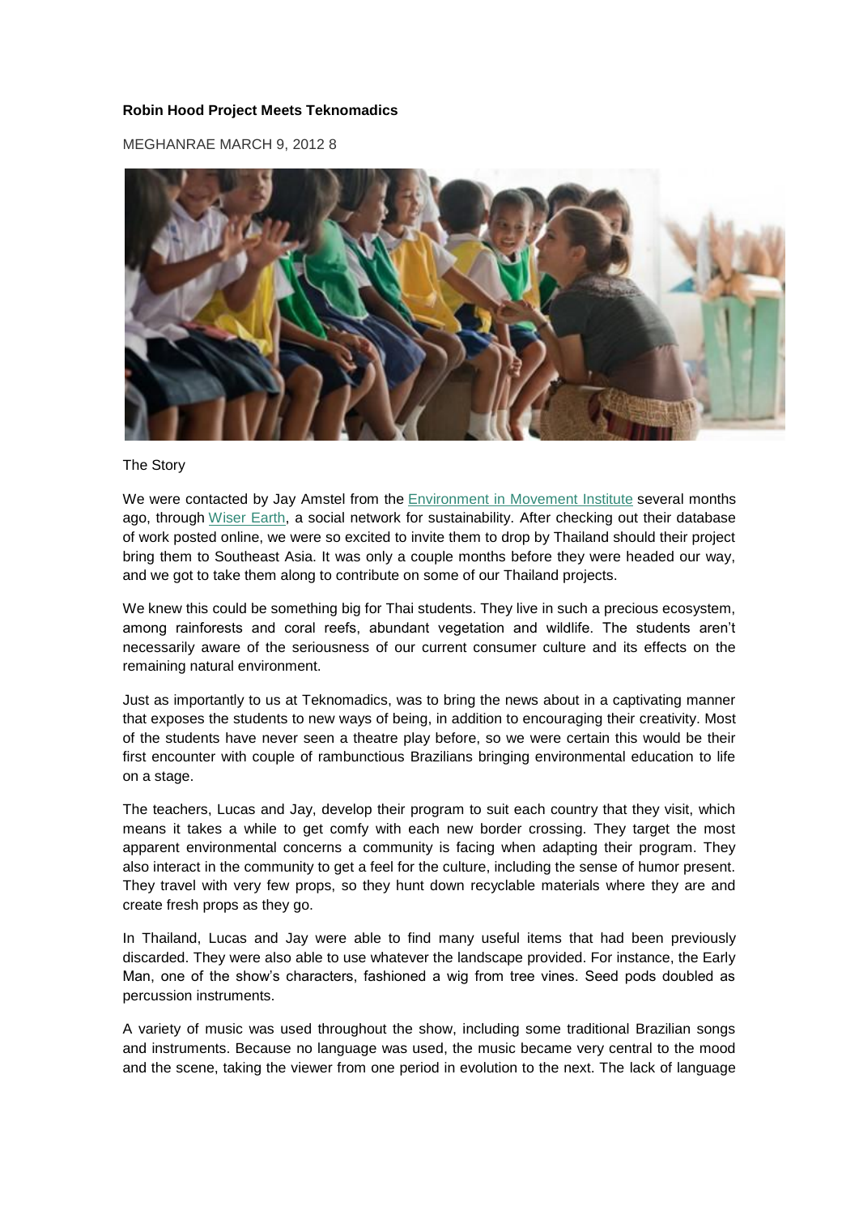**Robin Hood Project Meets Teknomadics**

MEGHANRAE MARCH 9, 2012 8

The Story

We were contacted by Jay Amstel from the Environment in Movement Institute several months ago, through Wiser Earth, a social network for sustainability. After checking out their database of work posted online, we were so excited to invite them to drop by Thailand should their project bring them to Southeast Asia. It was only a couple months before they were headed our way, and we got to take them along to contribute on some of our Thailand projects.

We knew this could be something big for Thai students. They live in such a precious ecosystem, among rainforests and coral reefs, abundant vegetation and wildlife. The students aren't necessarily aware of the seriousness of our current consumer culture and its effects on the remaining natural environment.

Just as importantly to us at Teknomadics, was to bring the news about in a captivating manner that exposes the students to new ways of being, in addition to encouraging their creativity. Most of the students have never seen a theatre play before, so we were certain this would be their first encounter with couple of rambunctious Brazilians bringing environmental education to life on a stage.

The teachers, Lucas and Jay, develop their program to suit each country that they visit, which means it takes a while to get comfy with each new border crossing. They target the most apparent environmental concerns a community is facing when adapting their program. They also interact in the community to get a feel for the culture, including the sense of humor present. They travel with very few props, so they hunt down recyclable materials where they are and create fresh props as they go.

In Thailand, Lucas and Jay were able to find many useful items that had been previously discarded. They were also able to use whatever the landscape provided. For instance, the Early Man, one of the show's characters, fashioned a wig from tree vines. Seed pods doubled as percussion instruments.

A variety of music was used throughout the show, including some traditional Brazilian songs and instruments. Because no language was used, the music became very central to the mood and the scene, taking the viewer from one period in evolution to the next. The lack of language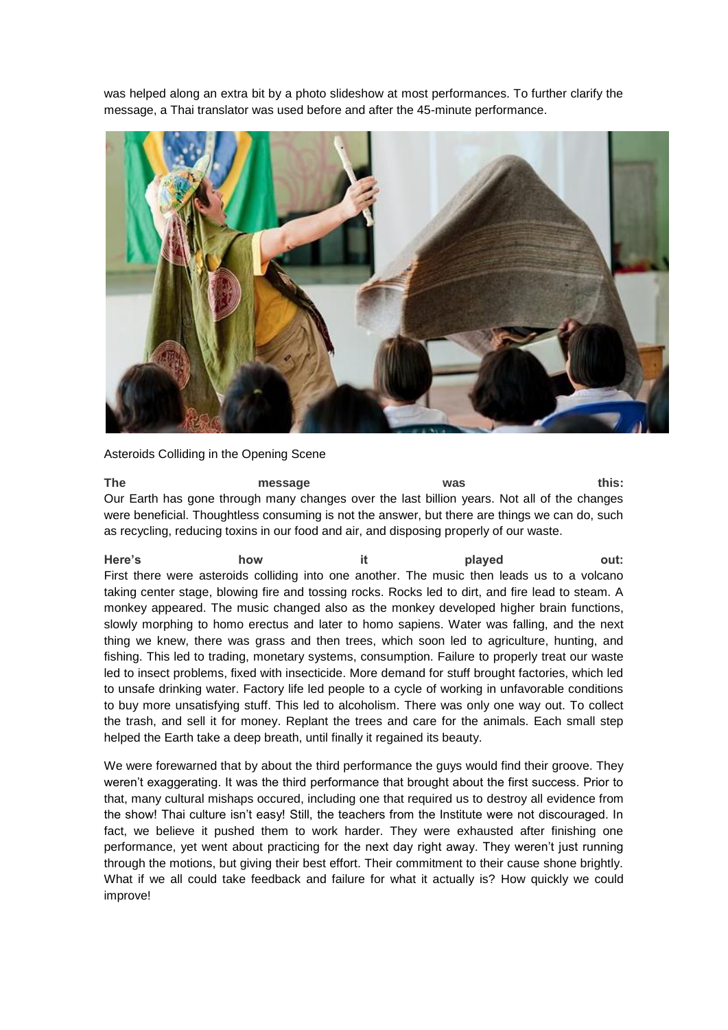was helped along an extra bit by a photo slideshow at most performances. To further clarify the message, a Thai translator was used before and after the 45-minute performance.

Asteroids Colliding in the Opening Scene

**The message was this:**
Our Earth has gone through many changes over the last billion years. Not all of the changes were beneficial. Thoughtless consuming is not the answer, but there are things we can do, such as recycling, reducing toxins in our food and air, and disposing properly of our waste.

**Here's how it played out:**
First there were asteroids colliding into one another. The music then leads us to a volcano taking center stage, blowing fire and tossing rocks. Rocks led to dirt, and fire lead to steam. A monkey appeared. The music changed also as the monkey developed higher brain functions, slowly morphing to homo erectus and later to homo sapiens. Water was falling, and the next thing we knew, there was grass and then trees, which soon led to agriculture, hunting, and fishing. This led to trading, monetary systems, consumption. Failure to properly treat our waste led to insect problems, fixed with insecticide. More demand for stuff brought factories, which led to unsafe drinking water. Factory life led people to a cycle of working in unfavorable conditions to buy more unsatisfying stuff. This led to alcoholism. There was only one way out. To collect the trash, and sell it for money. Replant the trees and care for the animals. Each small step helped the Earth take a deep breath, until finally it regained its beauty.

We were forewarned that by about the third performance the guys would find their groove. They weren't exaggerating. It was the third performance that brought about the first success. Prior to that, many cultural mishaps occured, including one that required us to destroy all evidence from the show! Thai culture isn't easy! Still, the teachers from the Institute were not discouraged. In fact, we believe it pushed them to work harder. They were exhausted after finishing one performance, yet went about practicing for the next day right away. They weren't just running through the motions, but giving their best effort. Their commitment to their cause shone brightly. What if we all could take feedback and failure for what it actually is? How quickly we could improve!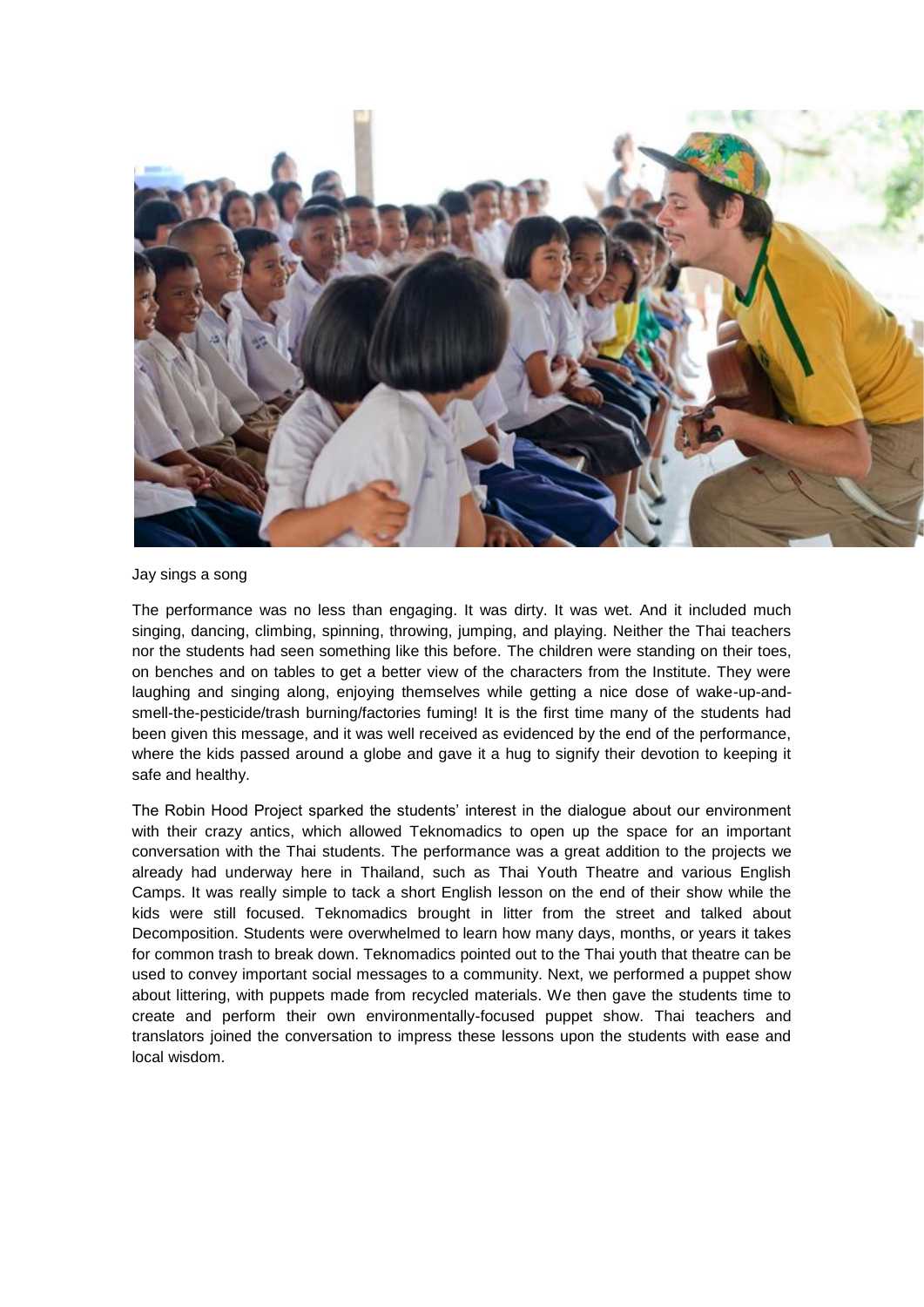Jay sings a song

The performance was no less than engaging. It was dirty. It was wet. And it included much singing, dancing, climbing, spinning, throwing, jumping, and playing. Neither the Thai teachers nor the students had seen something like this before. The children were standing on their toes, on benches and on tables to get a better view of the characters from the Institute. They were laughing and singing along, enjoying themselves while getting a nice dose of wake-up-and-smell-the-pesticide/trash burning/factories fuming! It is the first time many of the students had been given this message, and it was well received as evidenced by the end of the performance, where the kids passed around a globe and gave it a hug to signify their devotion to keeping it safe and healthy.

The Robin Hood Project sparked the students' interest in the dialogue about our environment with their crazy antics, which allowed Teknomadics to open up the space for an important conversation with the Thai students. The performance was a great addition to the projects we already had underway here in Thailand, such as Thai Youth Theatre and various English Camps. It was really simple to tack a short English lesson on the end of their show while the kids were still focused. Teknomadics brought in litter from the street and talked about Decomposition. Students were overwhelmed to learn how many days, months, or years it takes for common trash to break down. Teknomadics pointed out to the Thai youth that theatre can be used to convey important social messages to a community. Next, we performed a puppet show about littering, with puppets made from recycled materials. We then gave the students time to create and perform their own environmentally-focused puppet show. Thai teachers and translators joined the conversation to impress these lessons upon the students with ease and local wisdom.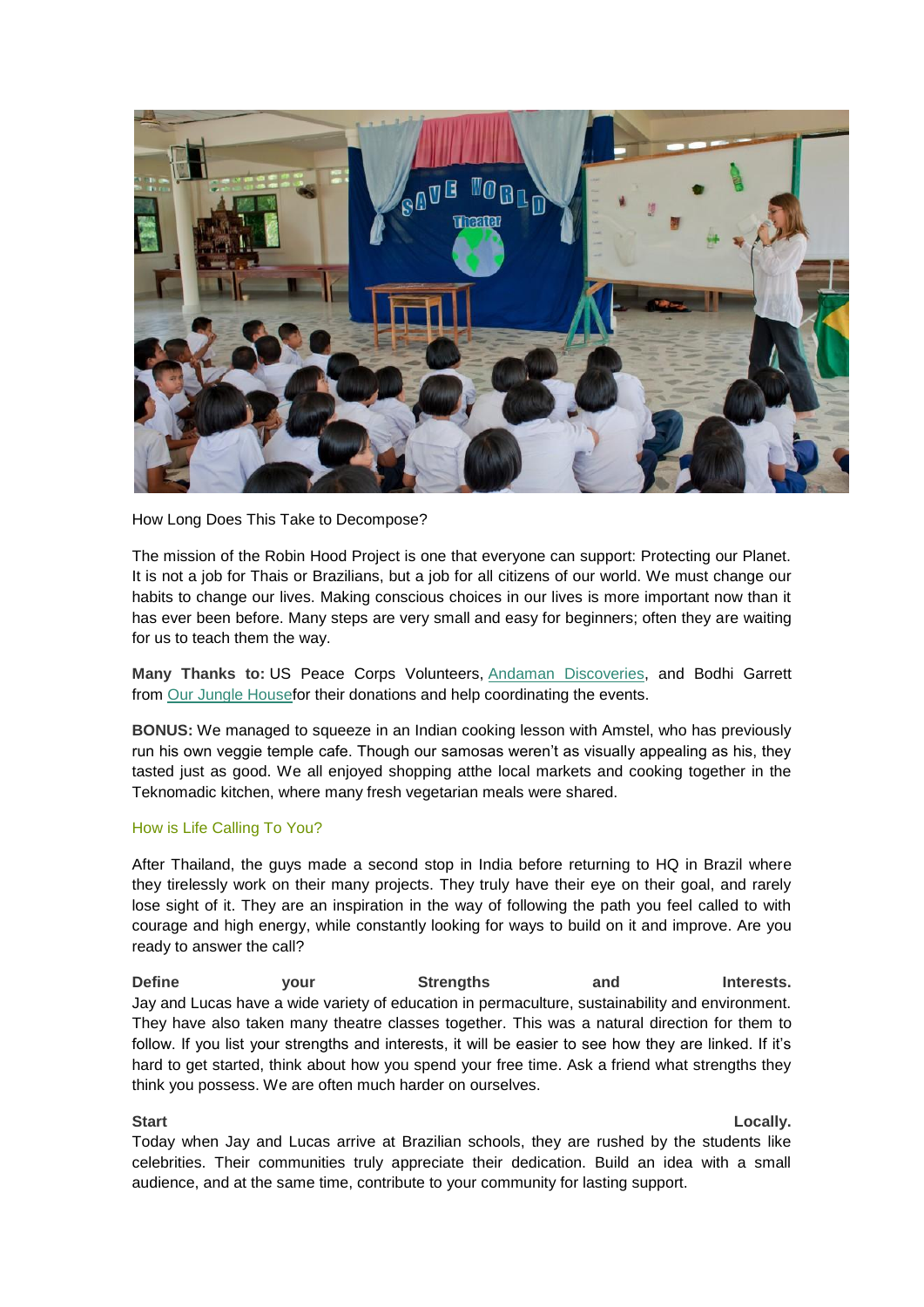How Long Does This Take to Decompose?

The mission of the Robin Hood Project is one that everyone can support: Protecting our Planet. It is not a job for Thais or Brazilians, but a job for all citizens of our world. We must change our habits to change our lives. Making conscious choices in our lives is more important now than it has ever been before. Many steps are very small and easy for beginners; often they are waiting for us to teach them the way.

**Many Thanks to:** US Peace Corps Volunteers, Andaman Discoveries, and Bodhi Garrett from Our Jungle Housefor their donations and help coordinating the events.

**BONUS:** We managed to squeeze in an Indian cooking lesson with Amstel, who has previously run his own veggie temple cafe. Though our samosas weren't as visually appealing as his, they tasted just as good. We all enjoyed shopping atthe local markets and cooking together in the Teknomadic kitchen, where many fresh vegetarian meals were shared.

## How is Life Calling To You?

After Thailand, the guys made a second stop in India before returning to HQ in Brazil where they tirelessly work on their many projects. They truly have their eye on their goal, and rarely lose sight of it. They are an inspiration in the way of following the path you feel called to with courage and high energy, while constantly looking for ways to build on it and improve. Are you ready to answer the call?

**Define your Strengths and Interests.**
Jay and Lucas have a wide variety of education in permaculture, sustainability and environment. They have also taken many theatre classes together. This was a natural direction for them to follow. If you list your strengths and interests, it will be easier to see how they are linked. If it's hard to get started, think about how you spend your free time. Ask a friend what strengths they think you possess. We are often much harder on ourselves.

**Start Locally.**
Today when Jay and Lucas arrive at Brazilian schools, they are rushed by the students like celebrities. Their communities truly appreciate their dedication. Build an idea with a small audience, and at the same time, contribute to your community for lasting support.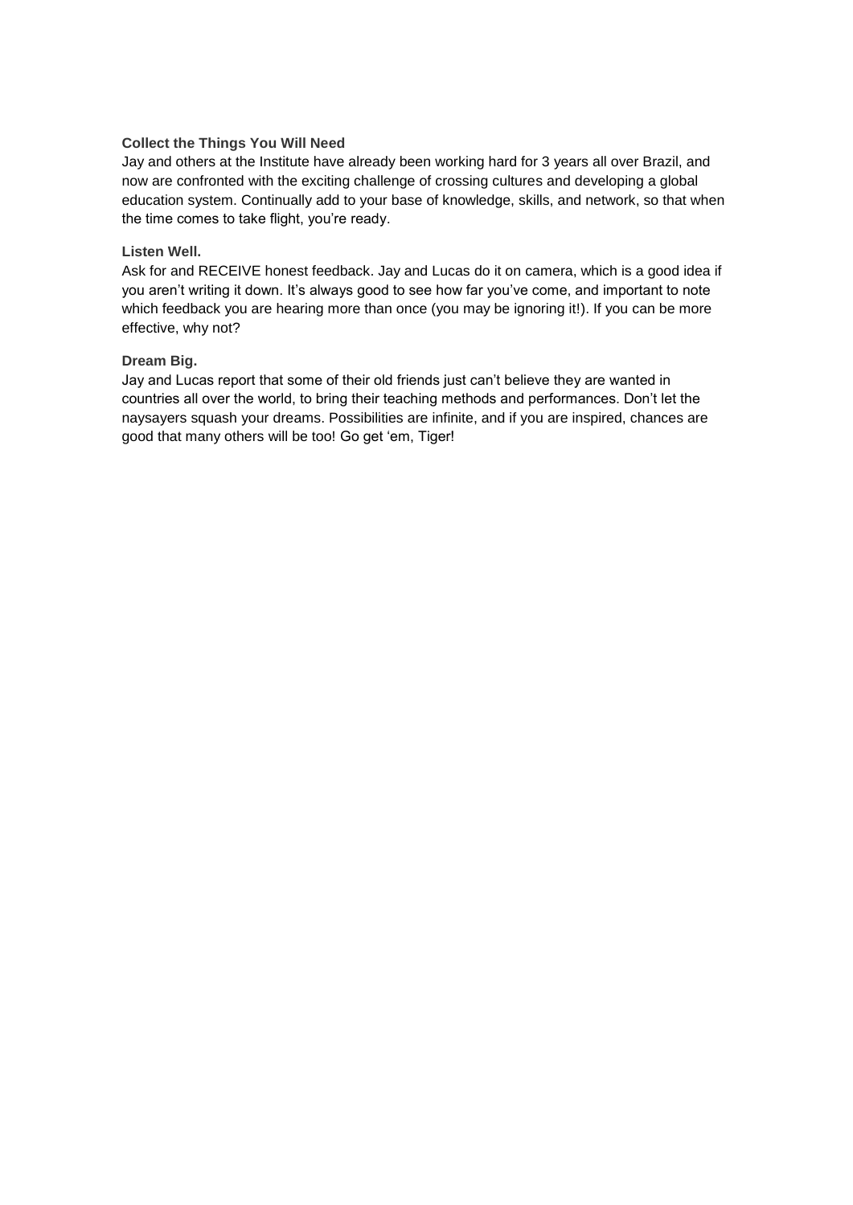**Collect the Things You Will Need**

Jay and others at the Institute have already been working hard for 3 years all over Brazil, and now are confronted with the exciting challenge of crossing cultures and developing a global education system. Continually add to your base of knowledge, skills, and network, so that when the time comes to take flight, you're ready.

**Listen Well.**

Ask for and RECEIVE honest feedback. Jay and Lucas do it on camera, which is a good idea if you aren't writing it down. It's always good to see how far you've come, and important to note which feedback you are hearing more than once (you may be ignoring it!). If you can be more effective, why not?

**Dream Big.**

Jay and Lucas report that some of their old friends just can't believe they are wanted in countries all over the world, to bring their teaching methods and performances. Don't let the naysayers squash your dreams. Possibilities are infinite, and if you are inspired, chances are good that many others will be too! Go get 'em, Tiger!